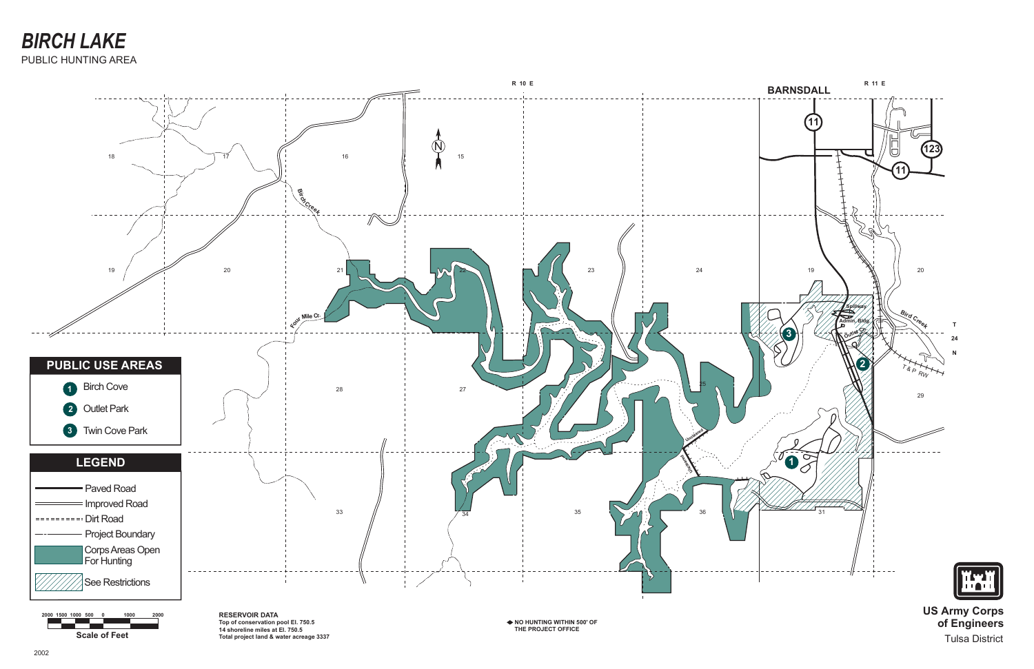# BIRCH LAKE

PUBLIC HUNTING AREA

## PUBLIC USE AREAS

1. Birch Cove
2. Outlet Park
3. Twin Cove Park

## LEGEND

- Paved Road
- Improved Road
- Dirt Road
- Project Boundary
- Corps Areas Open For Hunting
- See Restrictions

Scale of Feet: 2000 1500 1000 500 0 1000 2000

**RESERVOIR DATA**
**Top of conservation pool El. 750.5**
**14 shoreline miles at El. 750.5**
**Total project land & water acreage 3337**

◆ **NO HUNTING WITHIN 500' OF THE PROJECT OFFICE**

R 10 E

R 11 E

T 24 N

BARNSDALL

Birch Creek

Four Mile Cr.

Bird Creek

T & P RW

Spillway

Admin. Bldg.

Outlet Ch.

18 17 16 15 19 20 21 22 23 24 19 20 28 27 25 29 33 34 35 36 31

11 123 11

**US Army Corps of Engineers**
Tulsa District

2002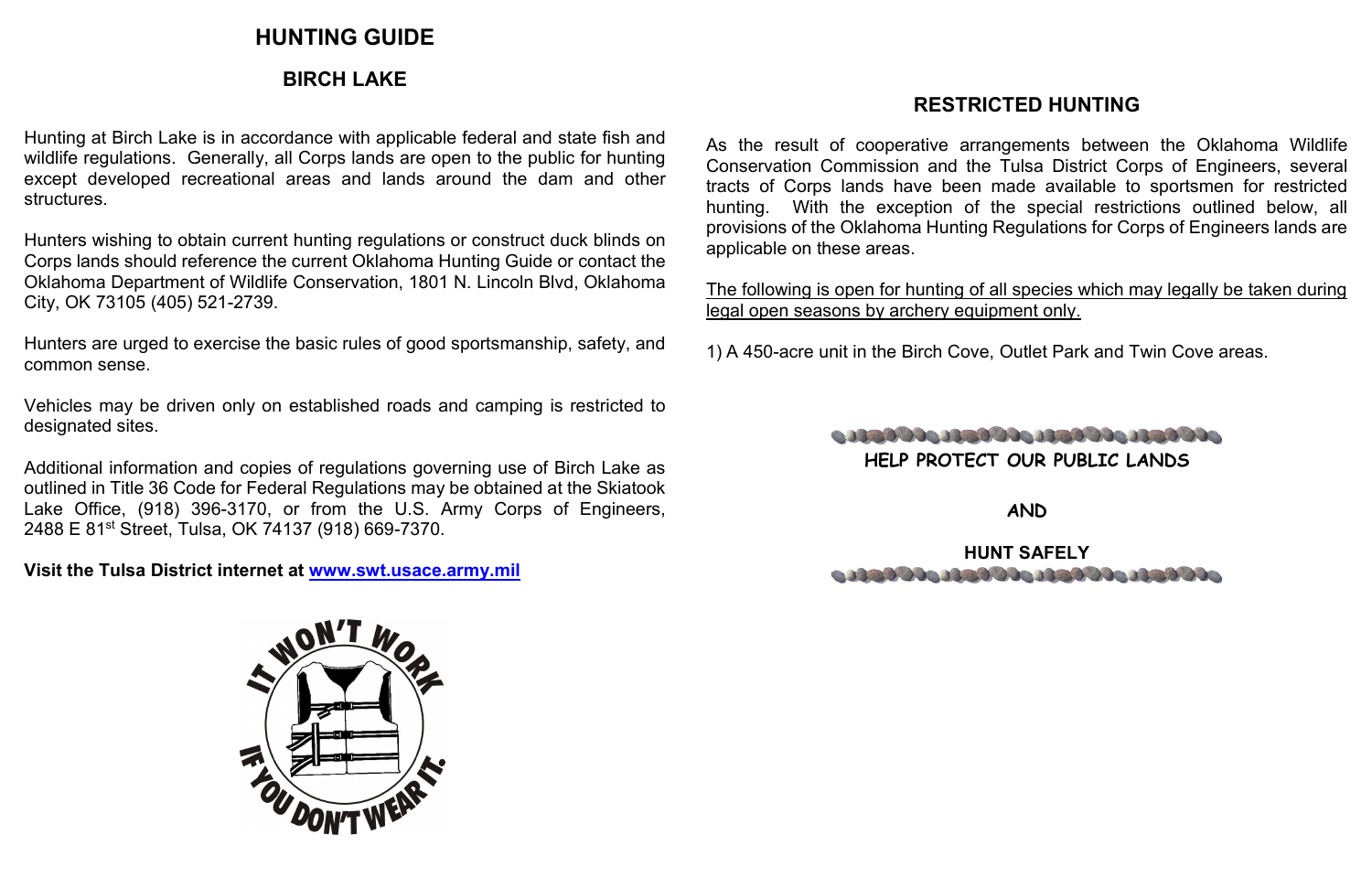# HUNTING GUIDE

## BIRCH LAKE

Hunting at Birch Lake is in accordance with applicable federal and state fish and wildlife regulations. Generally, all Corps lands are open to the public for hunting except developed recreational areas and lands around the dam and other structures.

Hunters wishing to obtain current hunting regulations or construct duck blinds on Corps lands should reference the current Oklahoma Hunting Guide or contact the Oklahoma Department of Wildlife Conservation, 1801 N. Lincoln Blvd, Oklahoma City, OK 73105 (405) 521-2739.

Hunters are urged to exercise the basic rules of good sportsmanship, safety, and common sense.

Vehicles may be driven only on established roads and camping is restricted to designated sites.

Additional information and copies of regulations governing use of Birch Lake as outlined in Title 36 Code for Federal Regulations may be obtained at the Skiatook Lake Office, (918) 396-3170, or from the U.S. Army Corps of Engineers, 2488 E 81st Street, Tulsa, OK 74137 (918) 669-7370.

**Visit the Tulsa District internet at www.swt.usace.army.mil**

IT WON'T WORK IF YOU DON'T WEAR IT.

## RESTRICTED HUNTING

As the result of cooperative arrangements between the Oklahoma Wildlife Conservation Commission and the Tulsa District Corps of Engineers, several tracts of Corps lands have been made available to sportsmen for restricted hunting. With the exception of the special restrictions outlined below, all provisions of the Oklahoma Hunting Regulations for Corps of Engineers lands are applicable on these areas.

The following is open for hunting of all species which may legally be taken during legal open seasons by archery equipment only.

1) A 450-acre unit in the Birch Cove, Outlet Park and Twin Cove areas.

**HELP PROTECT OUR PUBLIC LANDS**

**AND**

**HUNT SAFELY**